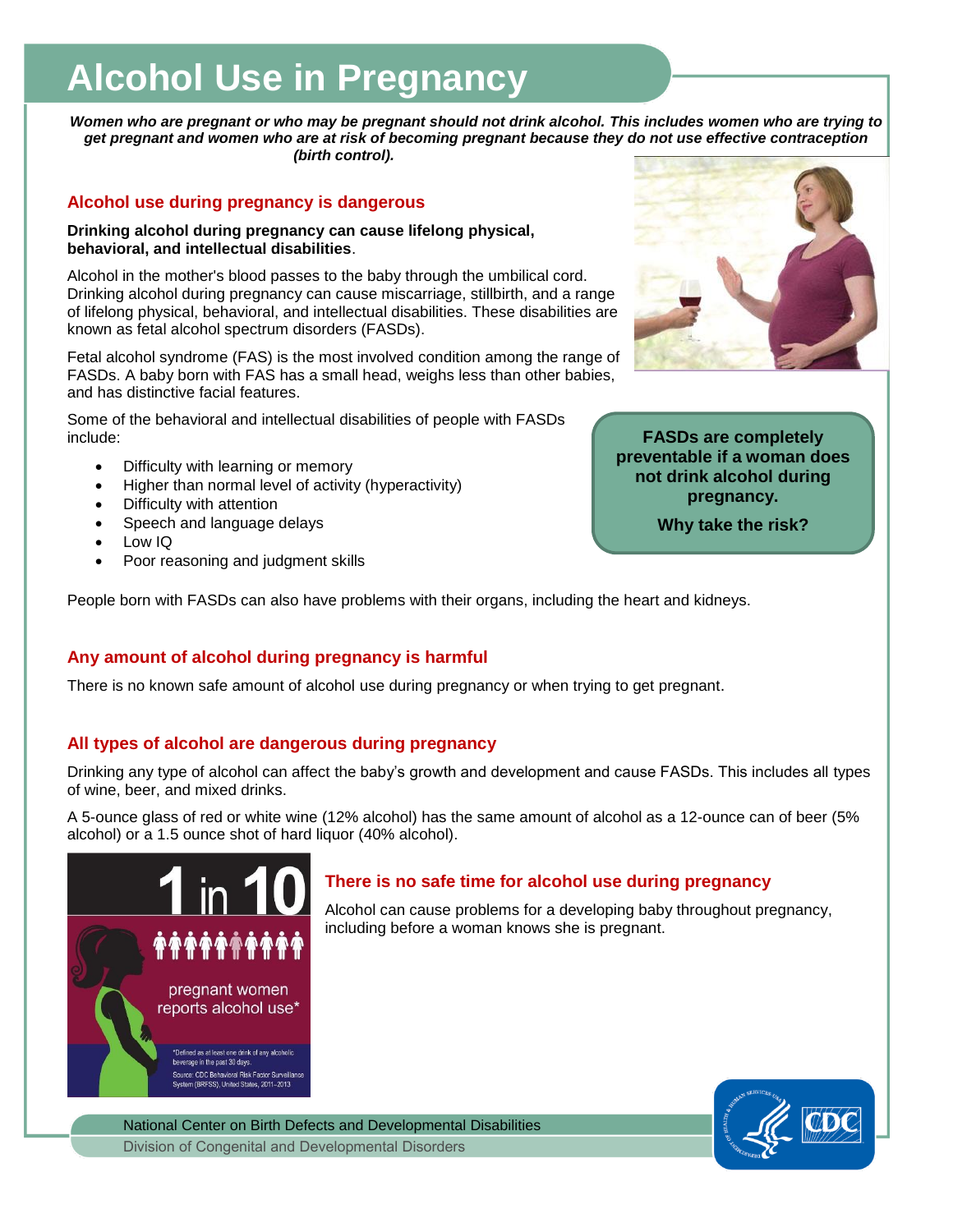# Alcohol Use in Pregnancy

***Women who are pregnant or who may be pregnant should not drink alcohol. This includes women who are trying to get pregnant and women who are at risk of becoming pregnant because they do not use effective contraception (birth control).***

## Alcohol use during pregnancy is dangerous

**Drinking alcohol during pregnancy can cause lifelong physical, behavioral, and intellectual disabilities**.

Alcohol in the mother's blood passes to the baby through the umbilical cord. Drinking alcohol during pregnancy can cause miscarriage, stillbirth, and a range of lifelong physical, behavioral, and intellectual disabilities. These disabilities are known as fetal alcohol spectrum disorders (FASDs).

Fetal alcohol syndrome (FAS) is the most involved condition among the range of FASDs. A baby born with FAS has a small head, weighs less than other babies, and has distinctive facial features.

Some of the behavioral and intellectual disabilities of people with FASDs include:

- Difficulty with learning or memory
- Higher than normal level of activity (hyperactivity)
- Difficulty with attention
- Speech and language delays
- Low IQ
- Poor reasoning and judgment skills

**FASDs are completely preventable if a woman does not drink alcohol during pregnancy.**

**Why take the risk?**

People born with FASDs can also have problems with their organs, including the heart and kidneys.

## Any amount of alcohol during pregnancy is harmful

There is no known safe amount of alcohol use during pregnancy or when trying to get pregnant.

## All types of alcohol are dangerous during pregnancy

Drinking any type of alcohol can affect the baby's growth and development and cause FASDs. This includes all types of wine, beer, and mixed drinks.

A 5-ounce glass of red or white wine (12% alcohol) has the same amount of alcohol as a 12-ounce can of beer (5% alcohol) or a 1.5 ounce shot of hard liquor (40% alcohol).

**1 in 10** pregnant women reports alcohol use*

*Defined as at least one drink of any alcoholic beverage in the past 30 days.
Source: CDC Behavioral Risk Factor Surveillance System (BRFSS), United States, 2011–2013

## There is no safe time for alcohol use during pregnancy

Alcohol can cause problems for a developing baby throughout pregnancy, including before a woman knows she is pregnant.

National Center on Birth Defects and Developmental Disabilities
Division of Congenital and Developmental Disorders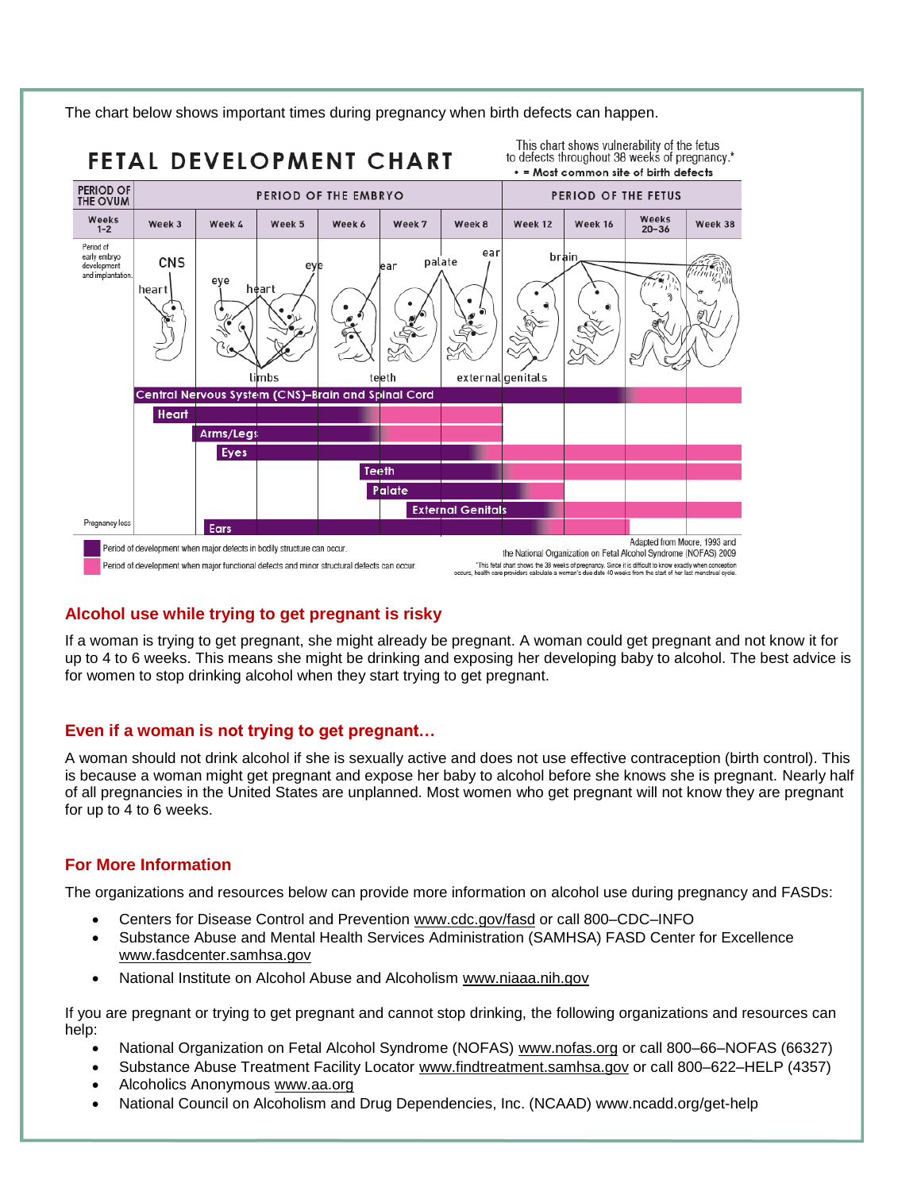The chart below shows important times during pregnancy when birth defects can happen.

FETAL DEVELOPMENT CHART

This chart shows vulnerability of the fetus to defects throughout 38 weeks of pregnancy.*

• = Most common site of birth defects

PERIOD OF THE OVUM

PERIOD OF THE EMBRYO

PERIOD OF THE FETUS

Weeks 1–2

Week 3

Week 4

Week 5

Week 6

Week 7

Week 8

Week 12

Week 16

Weeks 20–36

Week 38

Period of early embryo development and implantation.

CNS

heart

eye

heart

eye

ear

palate

ear

brain

limbs

teeth

external genitals

Central Nervous System (CNS)–Brain and Spinal Cord

Heart

Arms/Legs

Eyes

Teeth

Palate

External Genitals

Pregnancy loss

Ears

Period of development when major defects in bodily structure can occur.

Period of development when major functional defects and minor structural defects can occur.

Adapted from Moore, 1993 and the National Organization on Fetal Alcohol Syndrome (NOFAS) 2009

*This fetal chart shows the 38 weeks of pregnancy. Since it is difficult to know exactly when conception occurs, health care providers calculate a woman's due date 40 weeks from the start of her last menstrual cycle.

## Alcohol use while trying to get pregnant is risky

If a woman is trying to get pregnant, she might already be pregnant. A woman could get pregnant and not know it for up to 4 to 6 weeks. This means she might be drinking and exposing her developing baby to alcohol. The best advice is for women to stop drinking alcohol when they start trying to get pregnant.

## Even if a woman is not trying to get pregnant…

A woman should not drink alcohol if she is sexually active and does not use effective contraception (birth control). This is because a woman might get pregnant and expose her baby to alcohol before she knows she is pregnant. Nearly half of all pregnancies in the United States are unplanned. Most women who get pregnant will not know they are pregnant for up to 4 to 6 weeks.

## For More Information

The organizations and resources below can provide more information on alcohol use during pregnancy and FASDs:

- Centers for Disease Control and Prevention www.cdc.gov/fasd or call 800–CDC–INFO
- Substance Abuse and Mental Health Services Administration (SAMHSA) FASD Center for Excellence www.fasdcenter.samhsa.gov
- National Institute on Alcohol Abuse and Alcoholism www.niaaa.nih.gov

If you are pregnant or trying to get pregnant and cannot stop drinking, the following organizations and resources can help:

- National Organization on Fetal Alcohol Syndrome (NOFAS) www.nofas.org or call 800–66–NOFAS (66327)
- Substance Abuse Treatment Facility Locator www.findtreatment.samhsa.gov or call 800–622–HELP (4357)
- Alcoholics Anonymous www.aa.org
- National Council on Alcoholism and Drug Dependencies, Inc. (NCAAD) www.ncadd.org/get-help